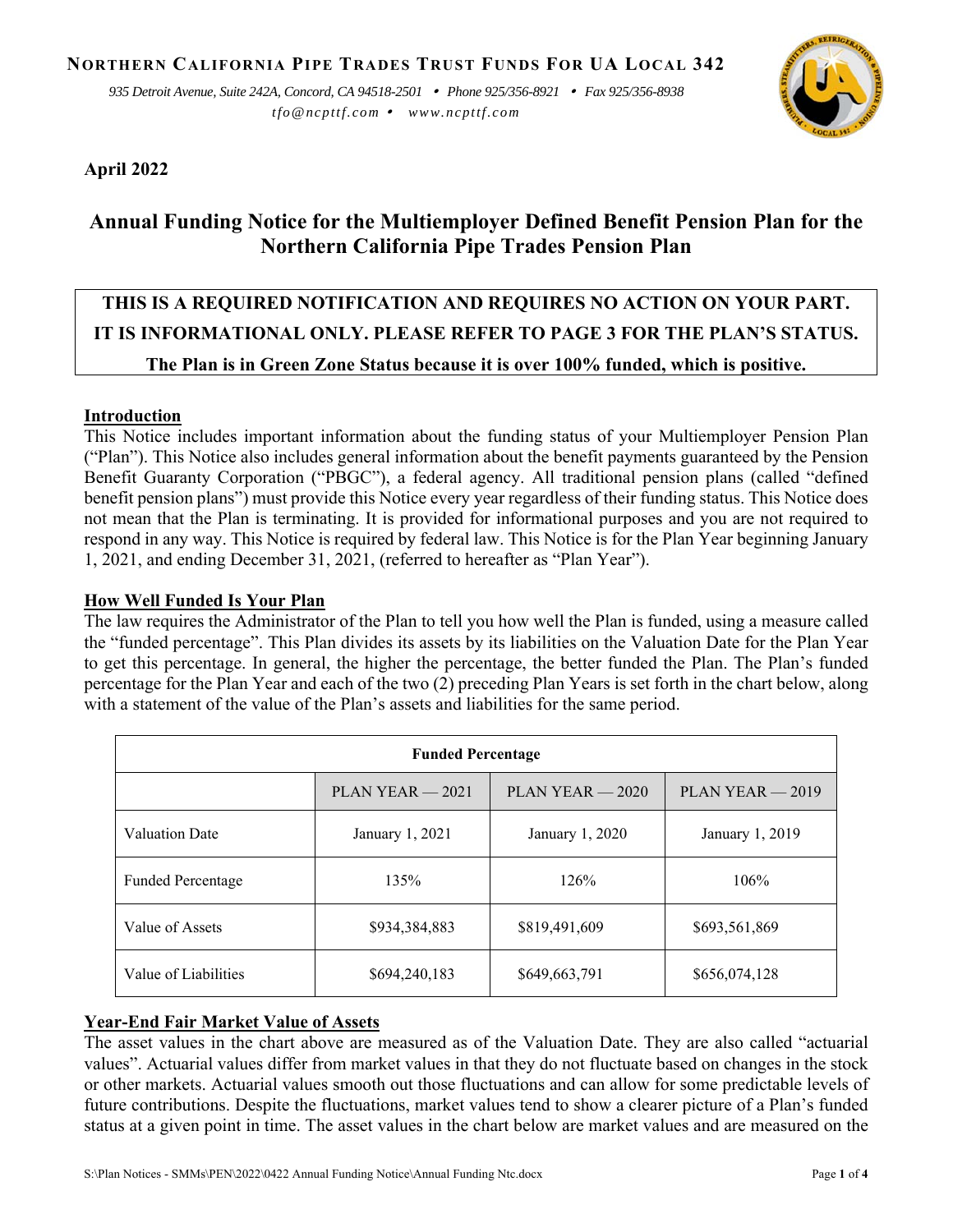**Northern California Pipe Trades Trust Funds For UA Local 342**

*935 Detroit Avenue, Suite 242A, Concord, CA 94518-2501 • Phone 925/356-8921 • Fax 925/356-8938*
*tfo@ncpttf.com • www.ncpttf.com*

**April 2022**

# Annual Funding Notice for the Multiemployer Defined Benefit Pension Plan for the Northern California Pipe Trades Pension Plan

**THIS IS A REQUIRED NOTIFICATION AND REQUIRES NO ACTION ON YOUR PART.**
**IT IS INFORMATIONAL ONLY. PLEASE REFER TO PAGE 3 FOR THE PLAN'S STATUS.**
**The Plan is in Green Zone Status because it is over 100% funded, which is positive.**

## Introduction

This Notice includes important information about the funding status of your Multiemployer Pension Plan ("Plan"). This Notice also includes general information about the benefit payments guaranteed by the Pension Benefit Guaranty Corporation ("PBGC"), a federal agency. All traditional pension plans (called "defined benefit pension plans") must provide this Notice every year regardless of their funding status. This Notice does not mean that the Plan is terminating. It is provided for informational purposes and you are not required to respond in any way. This Notice is required by federal law. This Notice is for the Plan Year beginning January 1, 2021, and ending December 31, 2021, (referred to hereafter as "Plan Year").

## How Well Funded Is Your Plan

The law requires the Administrator of the Plan to tell you how well the Plan is funded, using a measure called the "funded percentage". This Plan divides its assets by its liabilities on the Valuation Date for the Plan Year to get this percentage. In general, the higher the percentage, the better funded the Plan. The Plan's funded percentage for the Plan Year and each of the two (2) preceding Plan Years is set forth in the chart below, along with a statement of the value of the Plan's assets and liabilities for the same period.

| Funded Percentage | | | |
|---|---|---|---|
| | PLAN YEAR — 2021 | PLAN YEAR — 2020 | PLAN YEAR — 2019 |
| Valuation Date | January 1, 2021 | January 1, 2020 | January 1, 2019 |
| Funded Percentage | 135% | 126% | 106% |
| Value of Assets | $934,384,883 | $819,491,609 | $693,561,869 |
| Value of Liabilities | $694,240,183 | $649,663,791 | $656,074,128 |

## Year-End Fair Market Value of Assets

The asset values in the chart above are measured as of the Valuation Date. They are also called "actuarial values". Actuarial values differ from market values in that they do not fluctuate based on changes in the stock or other markets. Actuarial values smooth out those fluctuations and can allow for some predictable levels of future contributions. Despite the fluctuations, market values tend to show a clearer picture of a Plan's funded status at a given point in time. The asset values in the chart below are market values and are measured on the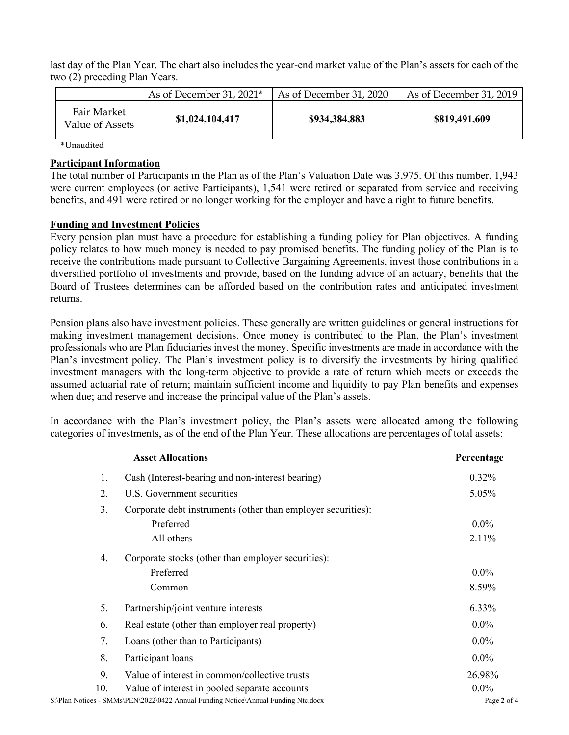last day of the Plan Year. The chart also includes the year-end market value of the Plan's assets for each of the two (2) preceding Plan Years.

| | As of December 31, 2021* | As of December 31, 2020 | As of December 31, 2019 |
|---|---|---|---|
| Fair Market Value of Assets | **$1,024,104,417** | **$934,384,883** | **$819,491,609** |

*Unaudited

**Participant Information**

The total number of Participants in the Plan as of the Plan's Valuation Date was 3,975. Of this number, 1,943 were current employees (or active Participants), 1,541 were retired or separated from service and receiving benefits, and 491 were retired or no longer working for the employer and have a right to future benefits.

**Funding and Investment Policies**

Every pension plan must have a procedure for establishing a funding policy for Plan objectives. A funding policy relates to how much money is needed to pay promised benefits. The funding policy of the Plan is to receive the contributions made pursuant to Collective Bargaining Agreements, invest those contributions in a diversified portfolio of investments and provide, based on the funding advice of an actuary, benefits that the Board of Trustees determines can be afforded based on the contribution rates and anticipated investment returns.

Pension plans also have investment policies. These generally are written guidelines or general instructions for making investment management decisions. Once money is contributed to the Plan, the Plan's investment professionals who are Plan fiduciaries invest the money. Specific investments are made in accordance with the Plan's investment policy. The Plan's investment policy is to diversify the investments by hiring qualified investment managers with the long-term objective to provide a rate of return which meets or exceeds the assumed actuarial rate of return; maintain sufficient income and liquidity to pay Plan benefits and expenses when due; and reserve and increase the principal value of the Plan's assets.

In accordance with the Plan's investment policy, the Plan's assets were allocated among the following categories of investments, as of the end of the Plan Year. These allocations are percentages of total assets:

| | **Asset Allocations** | **Percentage** |
|---|---|---|
| 1. | Cash (Interest-bearing and non-interest bearing) | 0.32% |
| 2. | U.S. Government securities | 5.05% |
| 3. | Corporate debt instruments (other than employer securities): | |
| | Preferred | 0.0% |
| | All others | 2.11% |
| 4. | Corporate stocks (other than employer securities): | |
| | Preferred | 0.0% |
| | Common | 8.59% |
| 5. | Partnership/joint venture interests | 6.33% |
| 6. | Real estate (other than employer real property) | 0.0% |
| 7. | Loans (other than to Participants) | 0.0% |
| 8. | Participant loans | 0.0% |
| 9. | Value of interest in common/collective trusts | 26.98% |
| 10. | Value of interest in pooled separate accounts | 0.0% |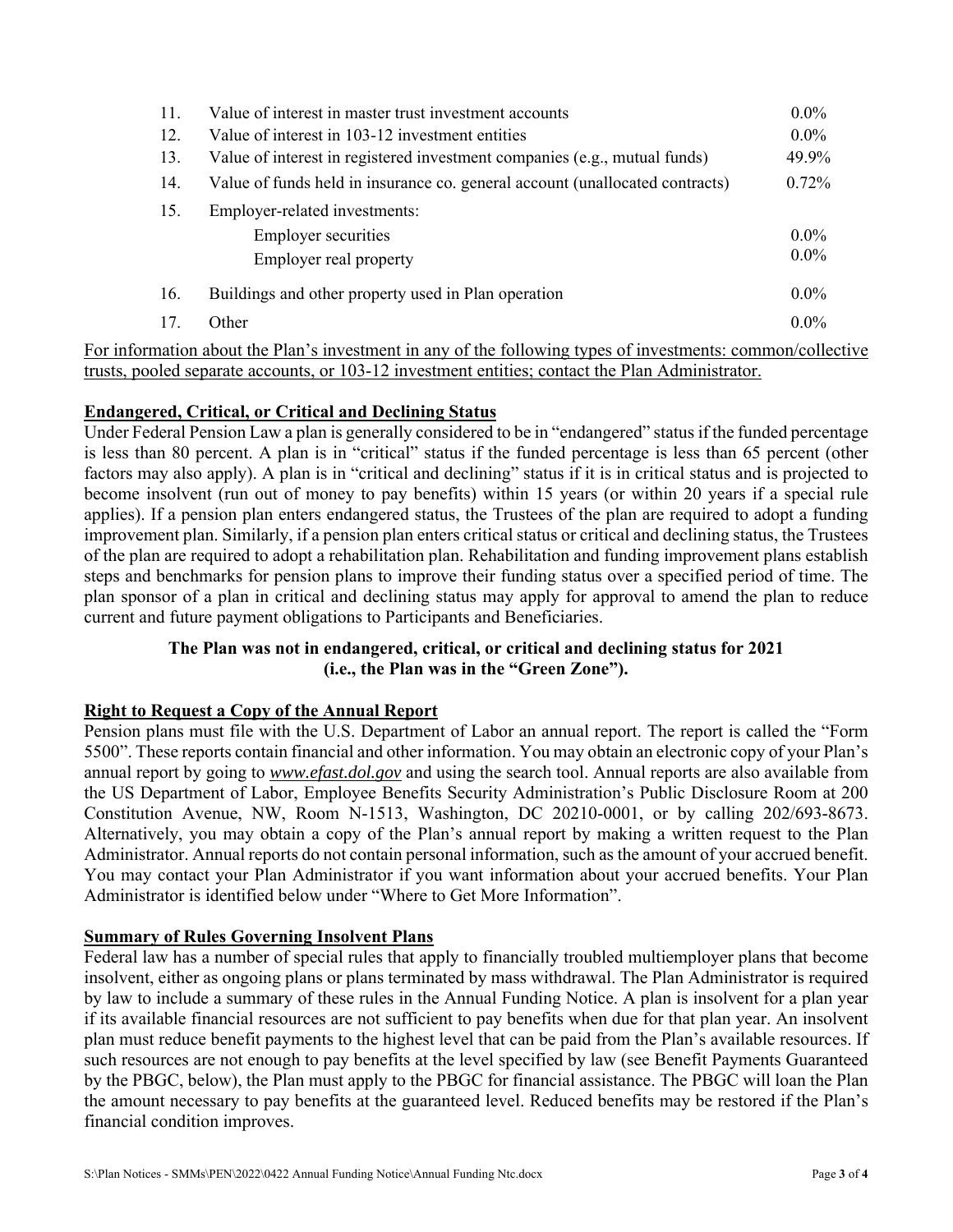| | | |
|---|---|---|
| 11. | Value of interest in master trust investment accounts | 0.0% |
| 12. | Value of interest in 103-12 investment entities | 0.0% |
| 13. | Value of interest in registered investment companies (e.g., mutual funds) | 49.9% |
| 14. | Value of funds held in insurance co. general account (unallocated contracts) | 0.72% |
| 15. | Employer-related investments: | |
| | Employer securities | 0.0% |
| | Employer real property | 0.0% |
| 16. | Buildings and other property used in Plan operation | 0.0% |
| 17. | Other | 0.0% |

For information about the Plan's investment in any of the following types of investments: common/collective trusts, pooled separate accounts, or 103-12 investment entities; contact the Plan Administrator.

## Endangered, Critical, or Critical and Declining Status

Under Federal Pension Law a plan is generally considered to be in "endangered" status if the funded percentage is less than 80 percent. A plan is in "critical" status if the funded percentage is less than 65 percent (other factors may also apply). A plan is in "critical and declining" status if it is in critical status and is projected to become insolvent (run out of money to pay benefits) within 15 years (or within 20 years if a special rule applies). If a pension plan enters endangered status, the Trustees of the plan are required to adopt a funding improvement plan. Similarly, if a pension plan enters critical status or critical and declining status, the Trustees of the plan are required to adopt a rehabilitation plan. Rehabilitation and funding improvement plans establish steps and benchmarks for pension plans to improve their funding status over a specified period of time. The plan sponsor of a plan in critical and declining status may apply for approval to amend the plan to reduce current and future payment obligations to Participants and Beneficiaries.

**The Plan was not in endangered, critical, or critical and declining status for 2021 (i.e., the Plan was in the "Green Zone").**

## Right to Request a Copy of the Annual Report

Pension plans must file with the U.S. Department of Labor an annual report. The report is called the "Form 5500". These reports contain financial and other information. You may obtain an electronic copy of your Plan's annual report by going to *www.efast.dol.gov* and using the search tool. Annual reports are also available from the US Department of Labor, Employee Benefits Security Administration's Public Disclosure Room at 200 Constitution Avenue, NW, Room N-1513, Washington, DC 20210-0001, or by calling 202/693-8673. Alternatively, you may obtain a copy of the Plan's annual report by making a written request to the Plan Administrator. Annual reports do not contain personal information, such as the amount of your accrued benefit. You may contact your Plan Administrator if you want information about your accrued benefits. Your Plan Administrator is identified below under "Where to Get More Information".

## Summary of Rules Governing Insolvent Plans

Federal law has a number of special rules that apply to financially troubled multiemployer plans that become insolvent, either as ongoing plans or plans terminated by mass withdrawal. The Plan Administrator is required by law to include a summary of these rules in the Annual Funding Notice. A plan is insolvent for a plan year if its available financial resources are not sufficient to pay benefits when due for that plan year. An insolvent plan must reduce benefit payments to the highest level that can be paid from the Plan's available resources. If such resources are not enough to pay benefits at the level specified by law (see Benefit Payments Guaranteed by the PBGC, below), the Plan must apply to the PBGC for financial assistance. The PBGC will loan the Plan the amount necessary to pay benefits at the guaranteed level. Reduced benefits may be restored if the Plan's financial condition improves.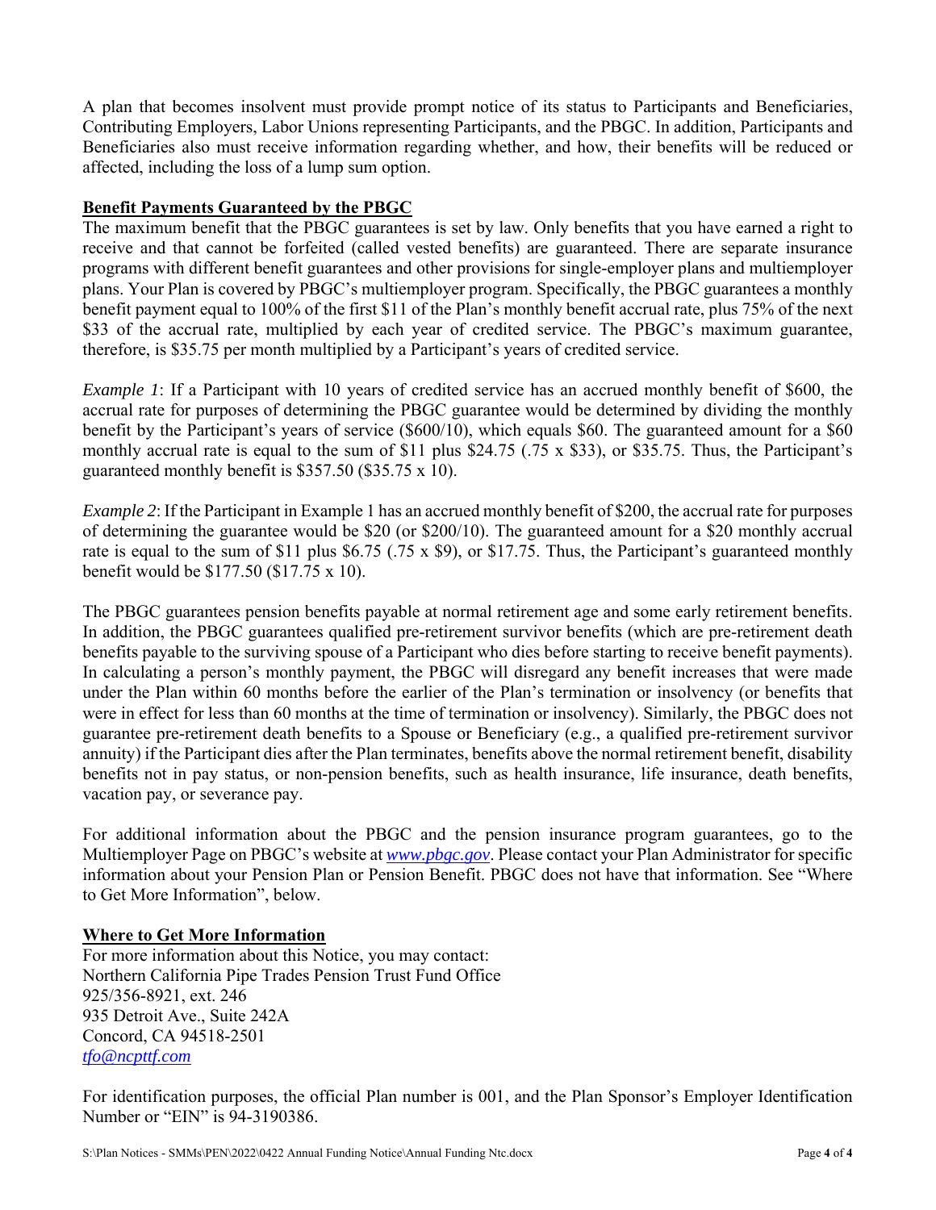A plan that becomes insolvent must provide prompt notice of its status to Participants and Beneficiaries, Contributing Employers, Labor Unions representing Participants, and the PBGC. In addition, Participants and Beneficiaries also must receive information regarding whether, and how, their benefits will be reduced or affected, including the loss of a lump sum option.

**Benefit Payments Guaranteed by the PBGC**

The maximum benefit that the PBGC guarantees is set by law. Only benefits that you have earned a right to receive and that cannot be forfeited (called vested benefits) are guaranteed. There are separate insurance programs with different benefit guarantees and other provisions for single-employer plans and multiemployer plans. Your Plan is covered by PBGC's multiemployer program. Specifically, the PBGC guarantees a monthly benefit payment equal to 100% of the first $11 of the Plan's monthly benefit accrual rate, plus 75% of the next $33 of the accrual rate, multiplied by each year of credited service. The PBGC's maximum guarantee, therefore, is $35.75 per month multiplied by a Participant's years of credited service.

*Example 1*: If a Participant with 10 years of credited service has an accrued monthly benefit of $600, the accrual rate for purposes of determining the PBGC guarantee would be determined by dividing the monthly benefit by the Participant's years of service ($600/10), which equals $60. The guaranteed amount for a $60 monthly accrual rate is equal to the sum of $11 plus $24.75 (.75 x $33), or $35.75. Thus, the Participant's guaranteed monthly benefit is $357.50 ($35.75 x 10).

*Example 2*: If the Participant in Example 1 has an accrued monthly benefit of $200, the accrual rate for purposes of determining the guarantee would be $20 (or $200/10). The guaranteed amount for a $20 monthly accrual rate is equal to the sum of $11 plus $6.75 (.75 x $9), or $17.75. Thus, the Participant's guaranteed monthly benefit would be $177.50 ($17.75 x 10).

The PBGC guarantees pension benefits payable at normal retirement age and some early retirement benefits. In addition, the PBGC guarantees qualified pre-retirement survivor benefits (which are pre-retirement death benefits payable to the surviving spouse of a Participant who dies before starting to receive benefit payments). In calculating a person's monthly payment, the PBGC will disregard any benefit increases that were made under the Plan within 60 months before the earlier of the Plan's termination or insolvency (or benefits that were in effect for less than 60 months at the time of termination or insolvency). Similarly, the PBGC does not guarantee pre-retirement death benefits to a Spouse or Beneficiary (e.g., a qualified pre-retirement survivor annuity) if the Participant dies after the Plan terminates, benefits above the normal retirement benefit, disability benefits not in pay status, or non-pension benefits, such as health insurance, life insurance, death benefits, vacation pay, or severance pay.

For additional information about the PBGC and the pension insurance program guarantees, go to the Multiemployer Page on PBGC's website at *www.pbgc.gov*. Please contact your Plan Administrator for specific information about your Pension Plan or Pension Benefit. PBGC does not have that information. See "Where to Get More Information", below.

**Where to Get More Information**

For more information about this Notice, you may contact:
Northern California Pipe Trades Pension Trust Fund Office
925/356-8921, ext. 246
935 Detroit Ave., Suite 242A
Concord, CA 94518-2501
*tfo@ncpttf.com*

For identification purposes, the official Plan number is 001, and the Plan Sponsor's Employer Identification Number or "EIN" is 94-3190386.